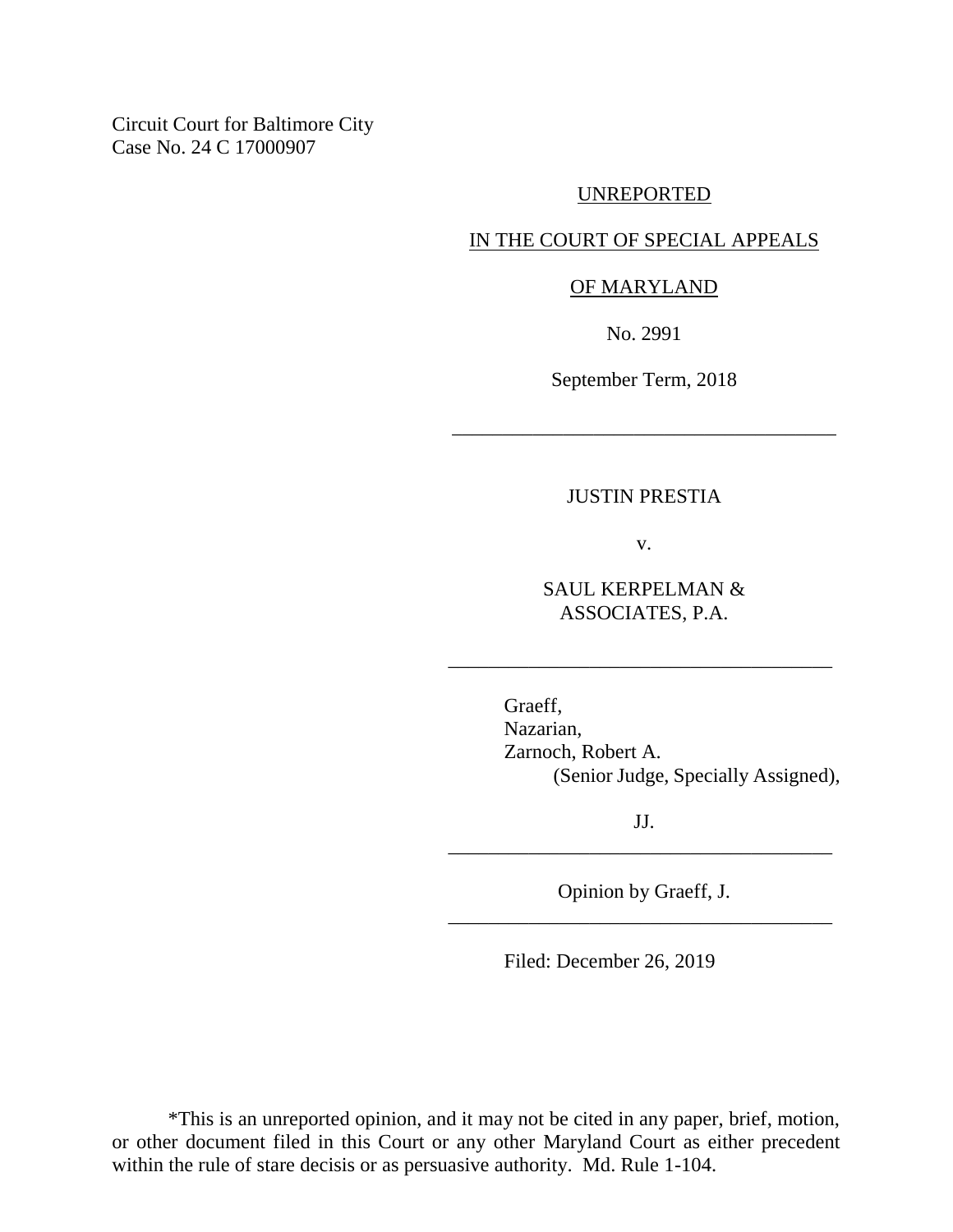Circuit Court for Baltimore City
Case No. 24 C 17000907

UNREPORTED

IN THE COURT OF SPECIAL APPEALS

OF MARYLAND

No. 2991

September Term, 2018

---

JUSTIN PRESTIA

v.

SAUL KERPELMAN &
ASSOCIATES, P.A.

---

Graeff,
Nazarian,
Zarnoch, Robert A.
(Senior Judge, Specially Assigned),

JJ.

---

Opinion by Graeff, J.

---

Filed: December 26, 2019

*This is an unreported opinion, and it may not be cited in any paper, brief, motion, or other document filed in this Court or any other Maryland Court as either precedent within the rule of stare decisis or as persuasive authority. Md. Rule 1-104.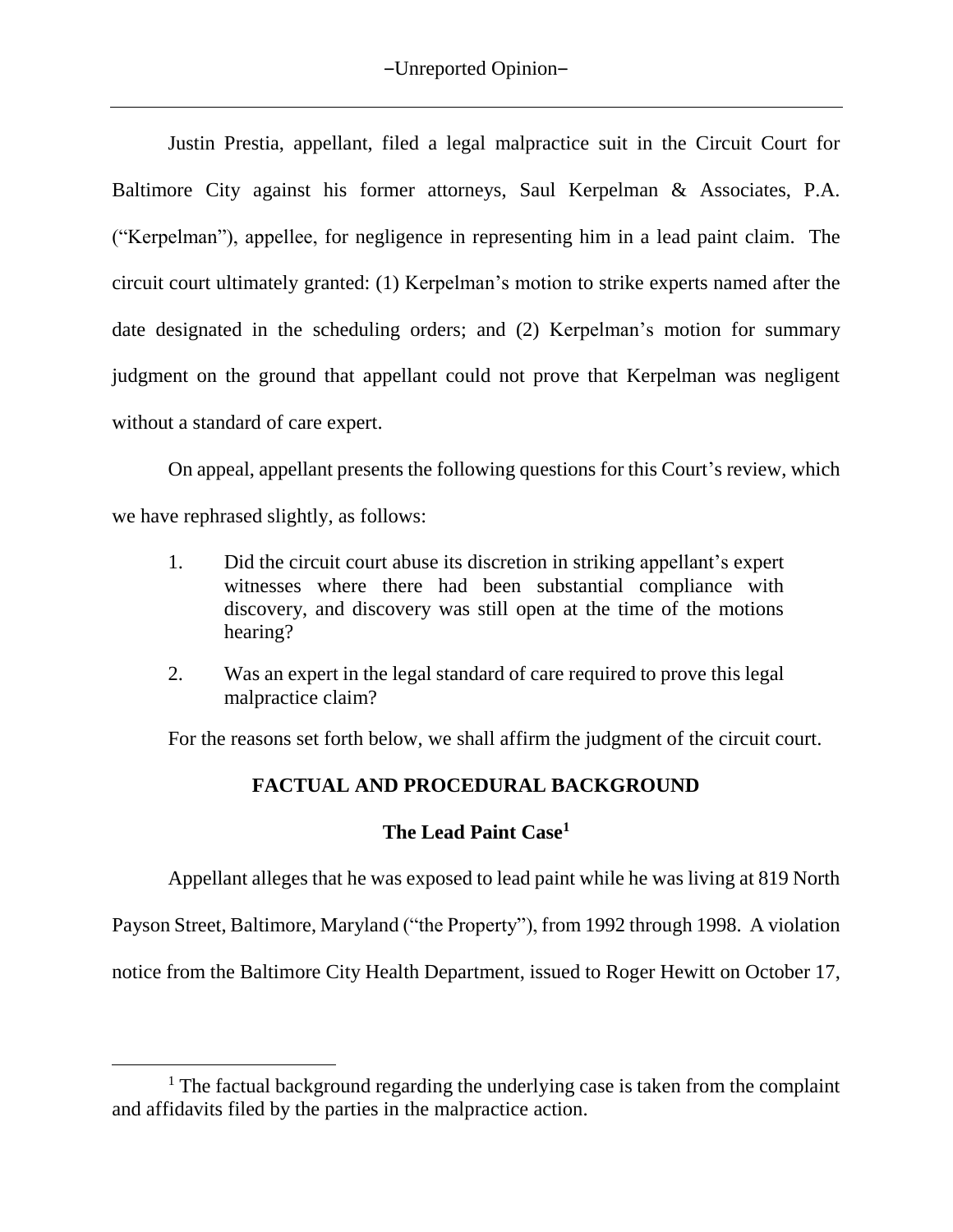Justin Prestia, appellant, filed a legal malpractice suit in the Circuit Court for Baltimore City against his former attorneys, Saul Kerpelman & Associates, P.A. ("Kerpelman"), appellee, for negligence in representing him in a lead paint claim. The circuit court ultimately granted: (1) Kerpelman's motion to strike experts named after the date designated in the scheduling orders; and (2) Kerpelman's motion for summary judgment on the ground that appellant could not prove that Kerpelman was negligent without a standard of care expert.

On appeal, appellant presents the following questions for this Court's review, which we have rephrased slightly, as follows:

> 1. Did the circuit court abuse its discretion in striking appellant's expert witnesses where there had been substantial compliance with discovery, and discovery was still open at the time of the motions hearing?
> 2. Was an expert in the legal standard of care required to prove this legal malpractice claim?

For the reasons set forth below, we shall affirm the judgment of the circuit court.

## FACTUAL AND PROCEDURAL BACKGROUND

### The Lead Paint Case[1]

Appellant alleges that he was exposed to lead paint while he was living at 819 North Payson Street, Baltimore, Maryland ("the Property"), from 1992 through 1998. A violation notice from the Baltimore City Health Department, issued to Roger Hewitt on October 17,

[1] The factual background regarding the underlying case is taken from the complaint and affidavits filed by the parties in the malpractice action.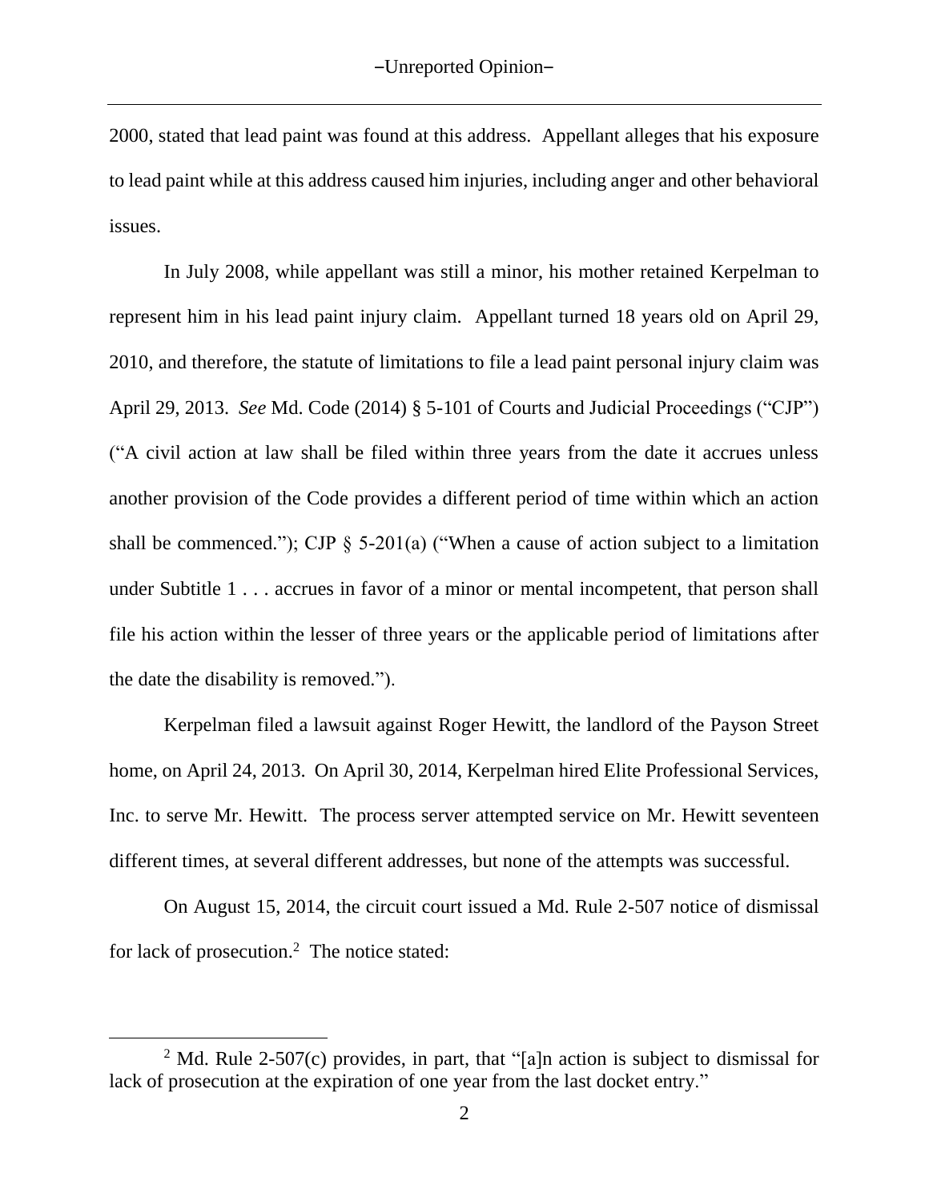2000, stated that lead paint was found at this address. Appellant alleges that his exposure to lead paint while at this address caused him injuries, including anger and other behavioral issues.

In July 2008, while appellant was still a minor, his mother retained Kerpelman to represent him in his lead paint injury claim. Appellant turned 18 years old on April 29, 2010, and therefore, the statute of limitations to file a lead paint personal injury claim was April 29, 2013. *See* Md. Code (2014) § 5-101 of Courts and Judicial Proceedings ("CJP") ("A civil action at law shall be filed within three years from the date it accrues unless another provision of the Code provides a different period of time within which an action shall be commenced."); CJP § 5-201(a) ("When a cause of action subject to a limitation under Subtitle 1 . . . accrues in favor of a minor or mental incompetent, that person shall file his action within the lesser of three years or the applicable period of limitations after the date the disability is removed.").

Kerpelman filed a lawsuit against Roger Hewitt, the landlord of the Payson Street home, on April 24, 2013. On April 30, 2014, Kerpelman hired Elite Professional Services, Inc. to serve Mr. Hewitt. The process server attempted service on Mr. Hewitt seventeen different times, at several different addresses, but none of the attempts was successful.

On August 15, 2014, the circuit court issued a Md. Rule 2-507 notice of dismissal for lack of prosecution.[2] The notice stated:

---

[2] Md. Rule 2-507(c) provides, in part, that "[a]n action is subject to dismissal for lack of prosecution at the expiration of one year from the last docket entry."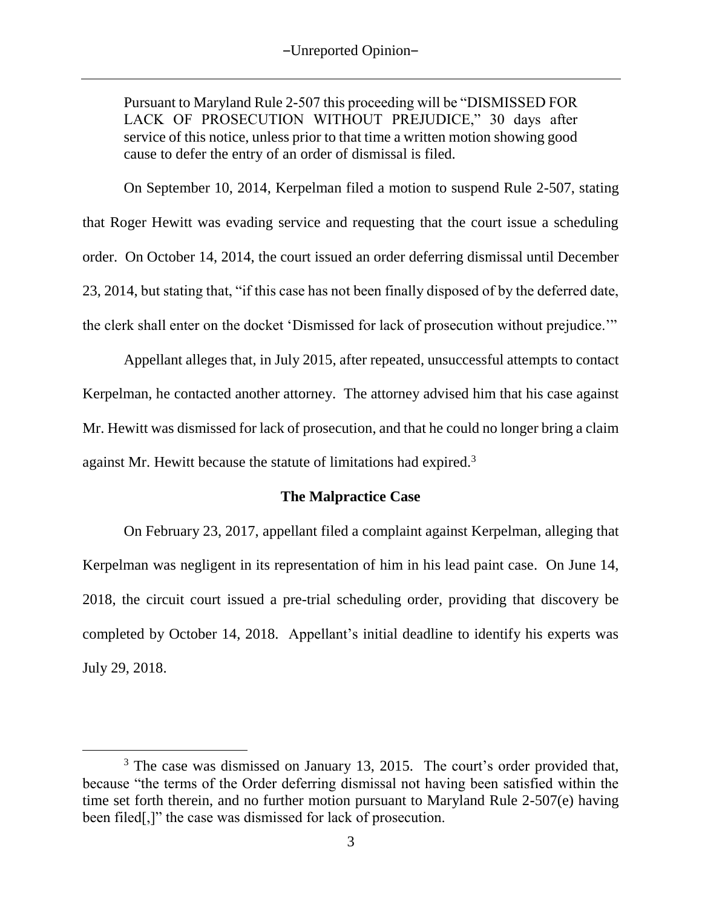> Pursuant to Maryland Rule 2-507 this proceeding will be "DISMISSED FOR LACK OF PROSECUTION WITHOUT PREJUDICE," 30 days after service of this notice, unless prior to that time a written motion showing good cause to defer the entry of an order of dismissal is filed.

On September 10, 2014, Kerpelman filed a motion to suspend Rule 2-507, stating that Roger Hewitt was evading service and requesting that the court issue a scheduling order. On October 14, 2014, the court issued an order deferring dismissal until December 23, 2014, but stating that, "if this case has not been finally disposed of by the deferred date, the clerk shall enter on the docket 'Dismissed for lack of prosecution without prejudice.'"

Appellant alleges that, in July 2015, after repeated, unsuccessful attempts to contact Kerpelman, he contacted another attorney. The attorney advised him that his case against Mr. Hewitt was dismissed for lack of prosecution, and that he could no longer bring a claim against Mr. Hewitt because the statute of limitations had expired.[3]

### The Malpractice Case

On February 23, 2017, appellant filed a complaint against Kerpelman, alleging that Kerpelman was negligent in its representation of him in his lead paint case. On June 14, 2018, the circuit court issued a pre-trial scheduling order, providing that discovery be completed by October 14, 2018. Appellant's initial deadline to identify his experts was July 29, 2018.

---

[3] The case was dismissed on January 13, 2015. The court's order provided that, because "the terms of the Order deferring dismissal not having been satisfied within the time set forth therein, and no further motion pursuant to Maryland Rule 2-507(e) having been filed[,]" the case was dismissed for lack of prosecution.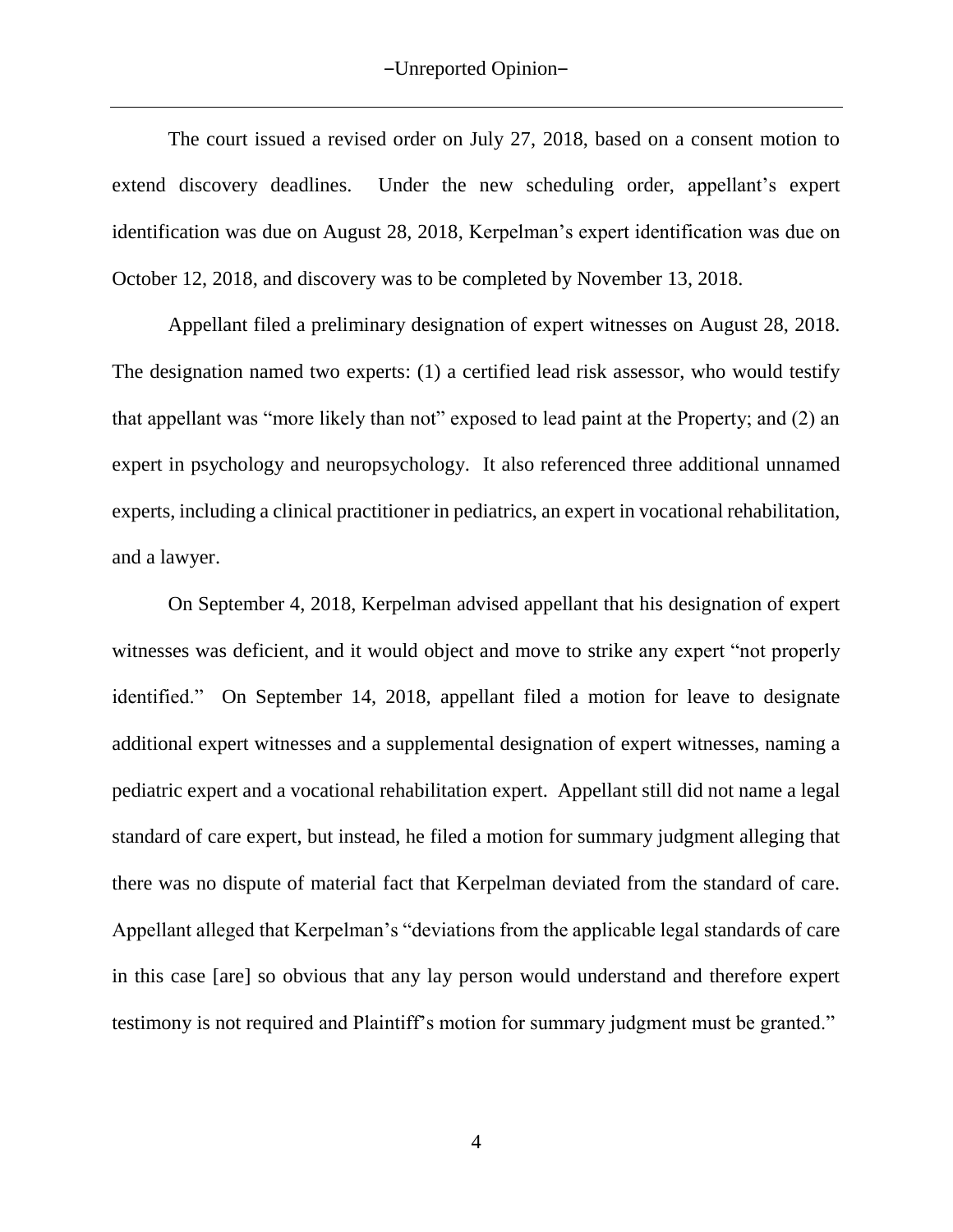The court issued a revised order on July 27, 2018, based on a consent motion to extend discovery deadlines. Under the new scheduling order, appellant's expert identification was due on August 28, 2018, Kerpelman's expert identification was due on October 12, 2018, and discovery was to be completed by November 13, 2018.

Appellant filed a preliminary designation of expert witnesses on August 28, 2018. The designation named two experts: (1) a certified lead risk assessor, who would testify that appellant was "more likely than not" exposed to lead paint at the Property; and (2) an expert in psychology and neuropsychology. It also referenced three additional unnamed experts, including a clinical practitioner in pediatrics, an expert in vocational rehabilitation, and a lawyer.

On September 4, 2018, Kerpelman advised appellant that his designation of expert witnesses was deficient, and it would object and move to strike any expert "not properly identified." On September 14, 2018, appellant filed a motion for leave to designate additional expert witnesses and a supplemental designation of expert witnesses, naming a pediatric expert and a vocational rehabilitation expert. Appellant still did not name a legal standard of care expert, but instead, he filed a motion for summary judgment alleging that there was no dispute of material fact that Kerpelman deviated from the standard of care. Appellant alleged that Kerpelman's "deviations from the applicable legal standards of care in this case [are] so obvious that any lay person would understand and therefore expert testimony is not required and Plaintiff's motion for summary judgment must be granted."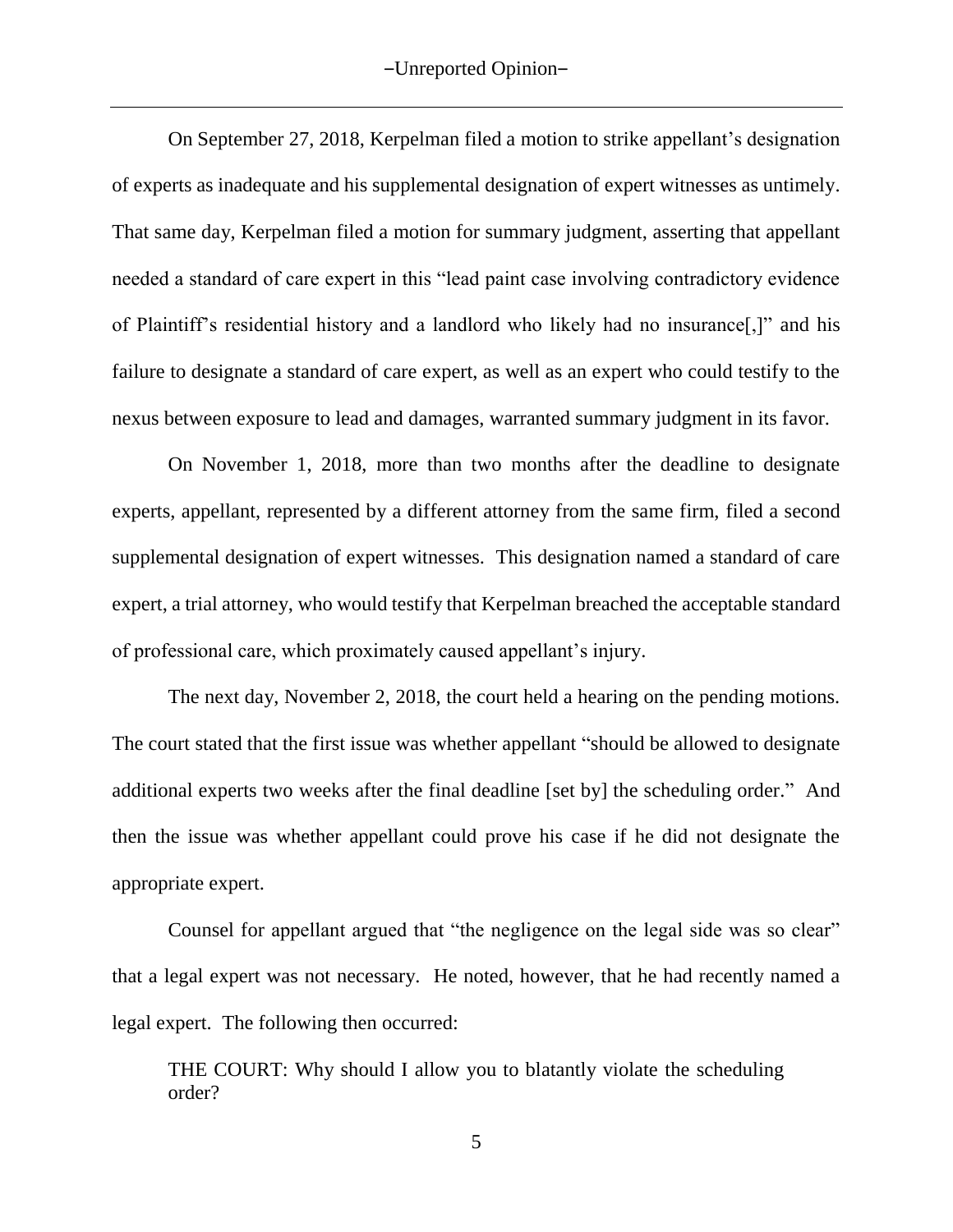On September 27, 2018, Kerpelman filed a motion to strike appellant's designation of experts as inadequate and his supplemental designation of expert witnesses as untimely. That same day, Kerpelman filed a motion for summary judgment, asserting that appellant needed a standard of care expert in this "lead paint case involving contradictory evidence of Plaintiff's residential history and a landlord who likely had no insurance[,]" and his failure to designate a standard of care expert, as well as an expert who could testify to the nexus between exposure to lead and damages, warranted summary judgment in its favor.

On November 1, 2018, more than two months after the deadline to designate experts, appellant, represented by a different attorney from the same firm, filed a second supplemental designation of expert witnesses. This designation named a standard of care expert, a trial attorney, who would testify that Kerpelman breached the acceptable standard of professional care, which proximately caused appellant's injury.

The next day, November 2, 2018, the court held a hearing on the pending motions. The court stated that the first issue was whether appellant "should be allowed to designate additional experts two weeks after the final deadline [set by] the scheduling order." And then the issue was whether appellant could prove his case if he did not designate the appropriate expert.

Counsel for appellant argued that "the negligence on the legal side was so clear" that a legal expert was not necessary. He noted, however, that he had recently named a legal expert. The following then occurred:

> THE COURT: Why should I allow you to blatantly violate the scheduling order?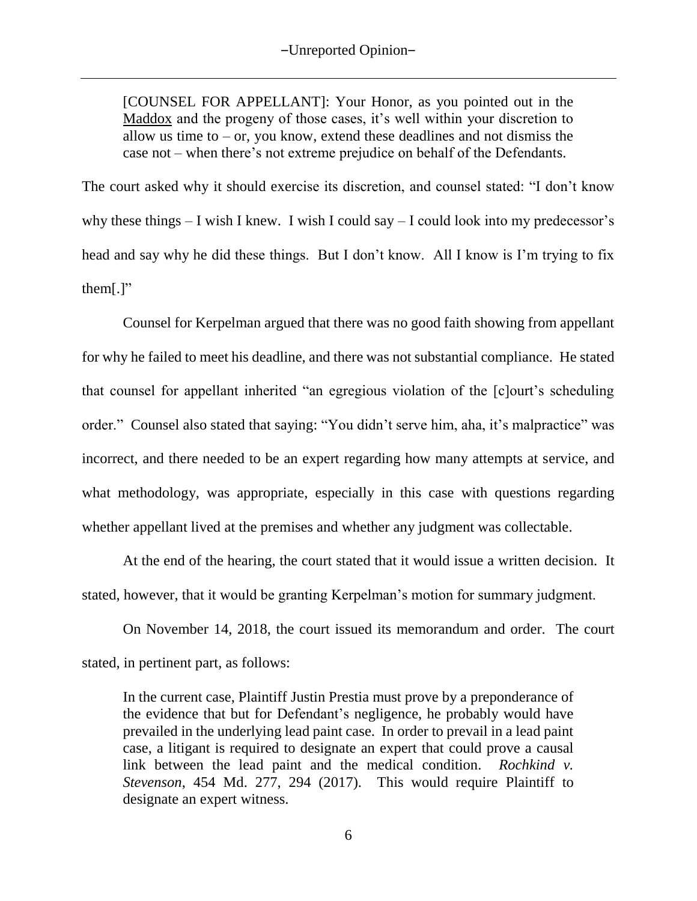> [COUNSEL FOR APPELLANT]: Your Honor, as you pointed out in the Maddox and the progeny of those cases, it's well within your discretion to allow us time to – or, you know, extend these deadlines and not dismiss the case not – when there's not extreme prejudice on behalf of the Defendants.

The court asked why it should exercise its discretion, and counsel stated: "I don't know why these things – I wish I knew. I wish I could say – I could look into my predecessor's head and say why he did these things. But I don't know. All I know is I'm trying to fix them[.]"

Counsel for Kerpelman argued that there was no good faith showing from appellant for why he failed to meet his deadline, and there was not substantial compliance. He stated that counsel for appellant inherited "an egregious violation of the [c]ourt's scheduling order." Counsel also stated that saying: "You didn't serve him, aha, it's malpractice" was incorrect, and there needed to be an expert regarding how many attempts at service, and what methodology, was appropriate, especially in this case with questions regarding whether appellant lived at the premises and whether any judgment was collectable.

At the end of the hearing, the court stated that it would issue a written decision. It stated, however, that it would be granting Kerpelman's motion for summary judgment.

On November 14, 2018, the court issued its memorandum and order. The court stated, in pertinent part, as follows:

> In the current case, Plaintiff Justin Prestia must prove by a preponderance of the evidence that but for Defendant's negligence, he probably would have prevailed in the underlying lead paint case. In order to prevail in a lead paint case, a litigant is required to designate an expert that could prove a causal link between the lead paint and the medical condition. *Rochkind v. Stevenson*, 454 Md. 277, 294 (2017). This would require Plaintiff to designate an expert witness.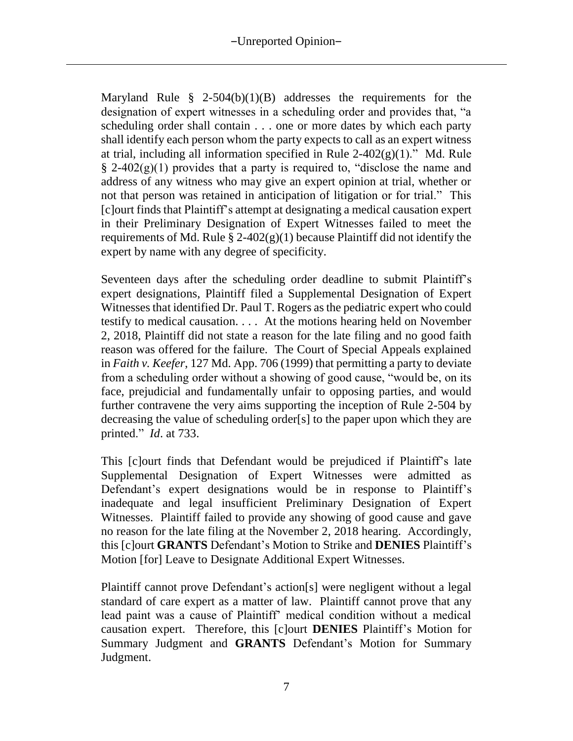Maryland Rule § 2-504(b)(1)(B) addresses the requirements for the designation of expert witnesses in a scheduling order and provides that, "a scheduling order shall contain . . . one or more dates by which each party shall identify each person whom the party expects to call as an expert witness at trial, including all information specified in Rule 2-402(g)(1)." Md. Rule § 2-402(g)(1) provides that a party is required to, "disclose the name and address of any witness who may give an expert opinion at trial, whether or not that person was retained in anticipation of litigation or for trial." This [c]ourt finds that Plaintiff's attempt at designating a medical causation expert in their Preliminary Designation of Expert Witnesses failed to meet the requirements of Md. Rule § 2-402(g)(1) because Plaintiff did not identify the expert by name with any degree of specificity.

Seventeen days after the scheduling order deadline to submit Plaintiff's expert designations, Plaintiff filed a Supplemental Designation of Expert Witnesses that identified Dr. Paul T. Rogers as the pediatric expert who could testify to medical causation. . . . At the motions hearing held on November 2, 2018, Plaintiff did not state a reason for the late filing and no good faith reason was offered for the failure. The Court of Special Appeals explained in *Faith v. Keefer*, 127 Md. App. 706 (1999) that permitting a party to deviate from a scheduling order without a showing of good cause, "would be, on its face, prejudicial and fundamentally unfair to opposing parties, and would further contravene the very aims supporting the inception of Rule 2-504 by decreasing the value of scheduling order[s] to the paper upon which they are printed." *Id*. at 733.

This [c]ourt finds that Defendant would be prejudiced if Plaintiff's late Supplemental Designation of Expert Witnesses were admitted as Defendant's expert designations would be in response to Plaintiff's inadequate and legal insufficient Preliminary Designation of Expert Witnesses. Plaintiff failed to provide any showing of good cause and gave no reason for the late filing at the November 2, 2018 hearing. Accordingly, this [c]ourt **GRANTS** Defendant's Motion to Strike and **DENIES** Plaintiff's Motion [for] Leave to Designate Additional Expert Witnesses.

Plaintiff cannot prove Defendant's action[s] were negligent without a legal standard of care expert as a matter of law. Plaintiff cannot prove that any lead paint was a cause of Plaintiff' medical condition without a medical causation expert. Therefore, this [c]ourt **DENIES** Plaintiff's Motion for Summary Judgment and **GRANTS** Defendant's Motion for Summary Judgment.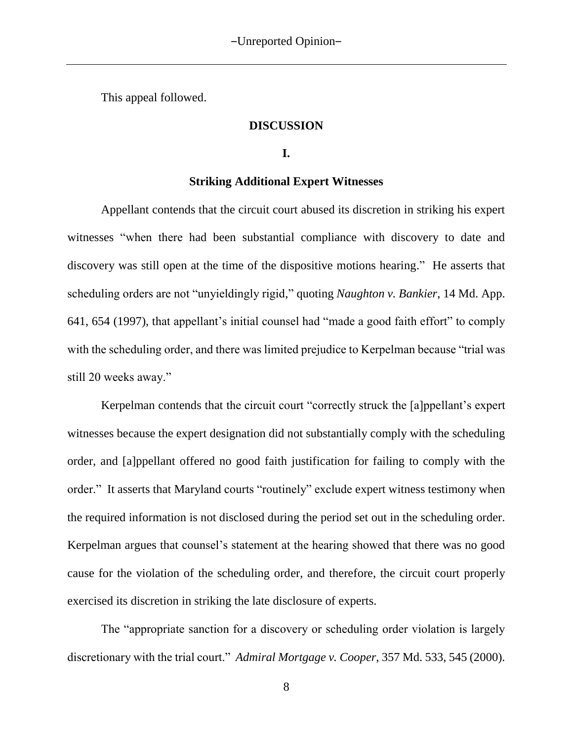This appeal followed.

## DISCUSSION

### I.

### Striking Additional Expert Witnesses

Appellant contends that the circuit court abused its discretion in striking his expert witnesses "when there had been substantial compliance with discovery to date and discovery was still open at the time of the dispositive motions hearing." He asserts that scheduling orders are not "unyieldingly rigid," quoting *Naughton v. Bankier*, 14 Md. App. 641, 654 (1997), that appellant's initial counsel had "made a good faith effort" to comply with the scheduling order, and there was limited prejudice to Kerpelman because "trial was still 20 weeks away."

Kerpelman contends that the circuit court "correctly struck the [a]ppellant's expert witnesses because the expert designation did not substantially comply with the scheduling order, and [a]ppellant offered no good faith justification for failing to comply with the order." It asserts that Maryland courts "routinely" exclude expert witness testimony when the required information is not disclosed during the period set out in the scheduling order. Kerpelman argues that counsel's statement at the hearing showed that there was no good cause for the violation of the scheduling order, and therefore, the circuit court properly exercised its discretion in striking the late disclosure of experts.

The "appropriate sanction for a discovery or scheduling order violation is largely discretionary with the trial court." *Admiral Mortgage v. Cooper*, 357 Md. 533, 545 (2000).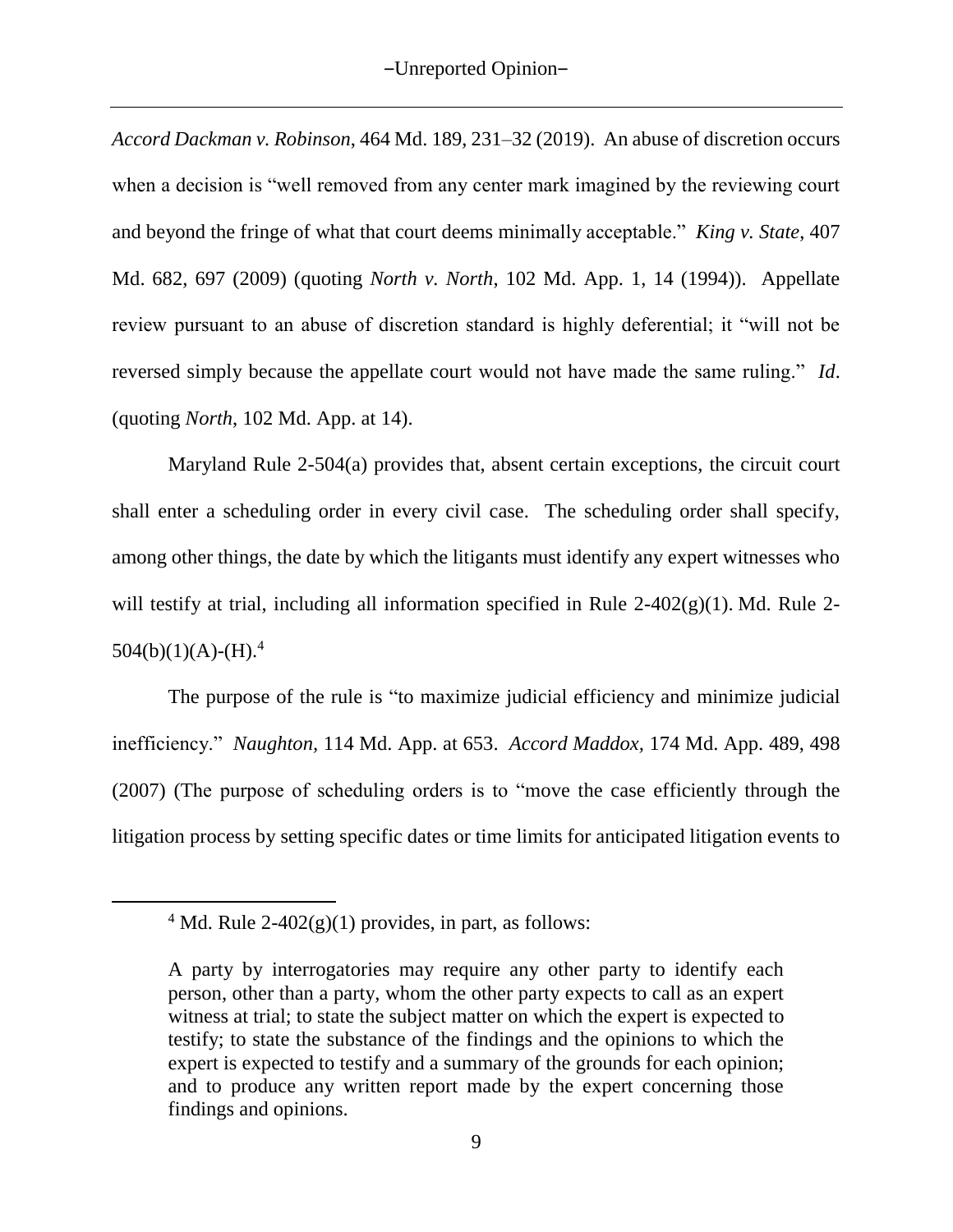*Accord Dackman v. Robinson*, 464 Md. 189, 231–32 (2019). An abuse of discretion occurs when a decision is "well removed from any center mark imagined by the reviewing court and beyond the fringe of what that court deems minimally acceptable." *King v. State*, 407 Md. 682, 697 (2009) (quoting *North v. North*, 102 Md. App. 1, 14 (1994)). Appellate review pursuant to an abuse of discretion standard is highly deferential; it "will not be reversed simply because the appellate court would not have made the same ruling." *Id*. (quoting *North*, 102 Md. App. at 14).

Maryland Rule 2-504(a) provides that, absent certain exceptions, the circuit court shall enter a scheduling order in every civil case. The scheduling order shall specify, among other things, the date by which the litigants must identify any expert witnesses who will testify at trial, including all information specified in Rule 2-402(g)(1). Md. Rule 2-504(b)(1)(A)-(H).[4]

The purpose of the rule is "to maximize judicial efficiency and minimize judicial inefficiency." *Naughton,* 114 Md. App. at 653. *Accord Maddox,* 174 Md. App. 489, 498 (2007) (The purpose of scheduling orders is to "move the case efficiently through the litigation process by setting specific dates or time limits for anticipated litigation events to

---

[4] Md. Rule 2-402(g)(1) provides, in part, as follows:

> A party by interrogatories may require any other party to identify each person, other than a party, whom the other party expects to call as an expert witness at trial; to state the subject matter on which the expert is expected to testify; to state the substance of the findings and the opinions to which the expert is expected to testify and a summary of the grounds for each opinion; and to produce any written report made by the expert concerning those findings and opinions.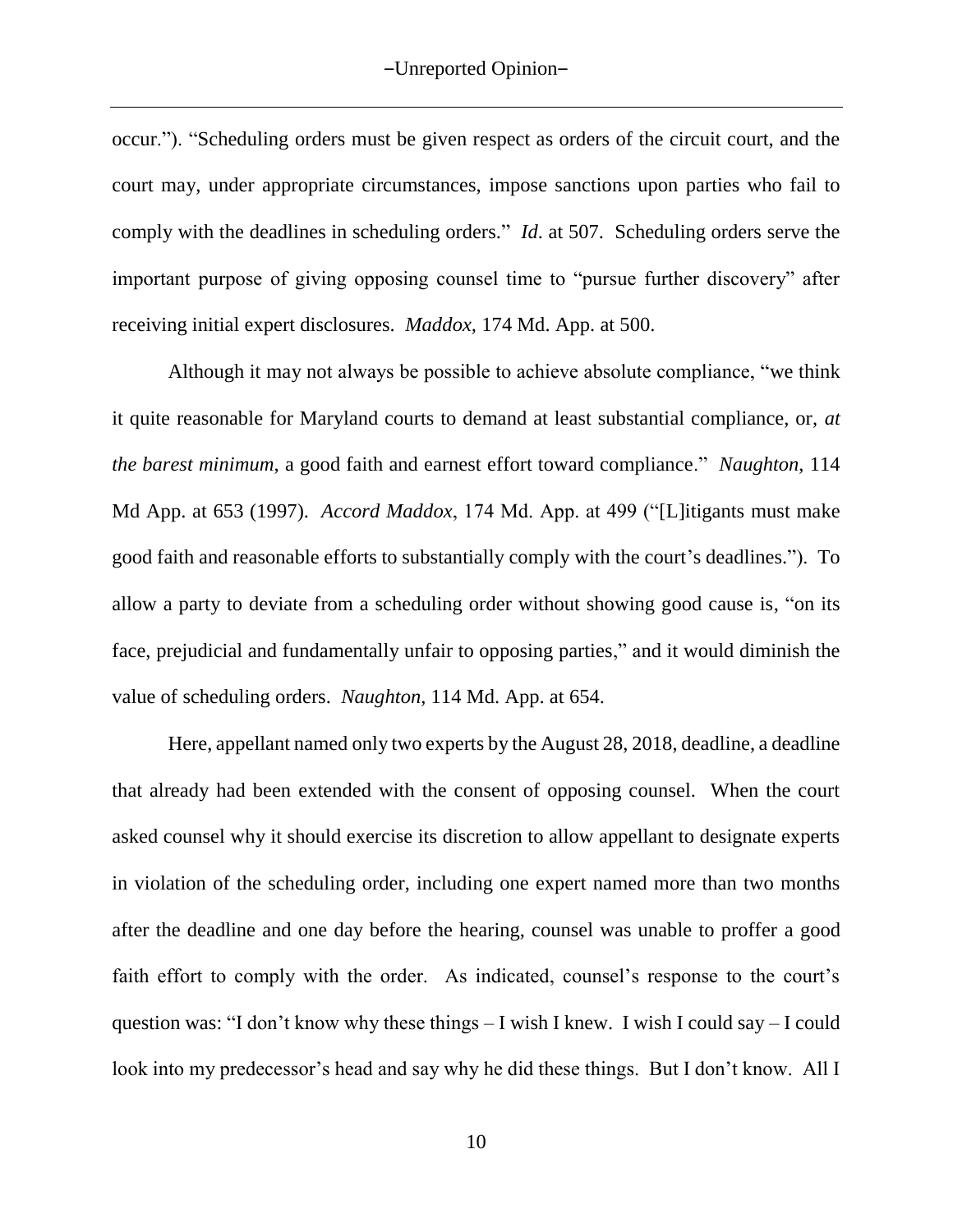occur."). "Scheduling orders must be given respect as orders of the circuit court, and the court may, under appropriate circumstances, impose sanctions upon parties who fail to comply with the deadlines in scheduling orders." *Id.* at 507. Scheduling orders serve the important purpose of giving opposing counsel time to "pursue further discovery" after receiving initial expert disclosures. *Maddox*, 174 Md. App. at 500.

Although it may not always be possible to achieve absolute compliance, "we think it quite reasonable for Maryland courts to demand at least substantial compliance, or, *at the barest minimum*, a good faith and earnest effort toward compliance." *Naughton*, 114 Md App. at 653 (1997). *Accord Maddox*, 174 Md. App. at 499 ("[L]itigants must make good faith and reasonable efforts to substantially comply with the court's deadlines."). To allow a party to deviate from a scheduling order without showing good cause is, "on its face, prejudicial and fundamentally unfair to opposing parties," and it would diminish the value of scheduling orders. *Naughton*, 114 Md. App. at 654.

Here, appellant named only two experts by the August 28, 2018, deadline, a deadline that already had been extended with the consent of opposing counsel. When the court asked counsel why it should exercise its discretion to allow appellant to designate experts in violation of the scheduling order, including one expert named more than two months after the deadline and one day before the hearing, counsel was unable to proffer a good faith effort to comply with the order. As indicated, counsel's response to the court's question was: "I don't know why these things – I wish I knew. I wish I could say – I could look into my predecessor's head and say why he did these things. But I don't know. All I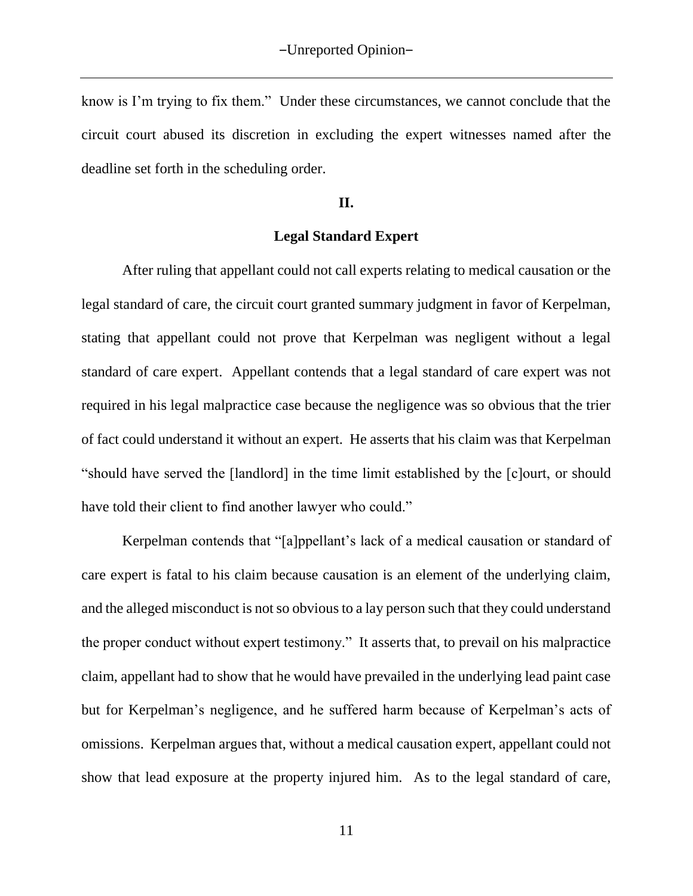know is I'm trying to fix them." Under these circumstances, we cannot conclude that the circuit court abused its discretion in excluding the expert witnesses named after the deadline set forth in the scheduling order.

## II.

### Legal Standard Expert

After ruling that appellant could not call experts relating to medical causation or the legal standard of care, the circuit court granted summary judgment in favor of Kerpelman, stating that appellant could not prove that Kerpelman was negligent without a legal standard of care expert. Appellant contends that a legal standard of care expert was not required in his legal malpractice case because the negligence was so obvious that the trier of fact could understand it without an expert. He asserts that his claim was that Kerpelman "should have served the [landlord] in the time limit established by the [c]ourt, or should have told their client to find another lawyer who could."

Kerpelman contends that "[a]ppellant's lack of a medical causation or standard of care expert is fatal to his claim because causation is an element of the underlying claim, and the alleged misconduct is not so obvious to a lay person such that they could understand the proper conduct without expert testimony." It asserts that, to prevail on his malpractice claim, appellant had to show that he would have prevailed in the underlying lead paint case but for Kerpelman's negligence, and he suffered harm because of Kerpelman's acts of omissions. Kerpelman argues that, without a medical causation expert, appellant could not show that lead exposure at the property injured him. As to the legal standard of care,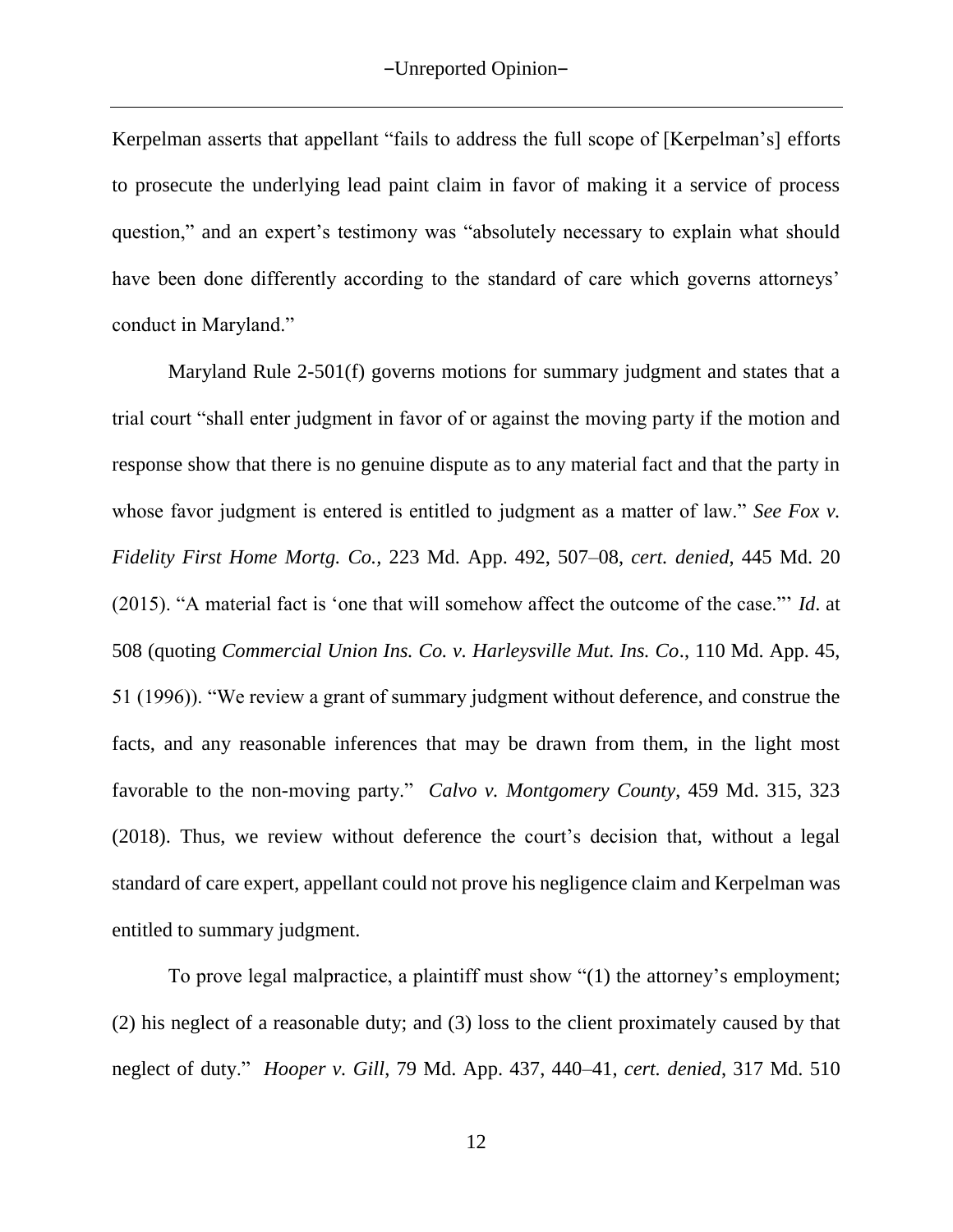Kerpelman asserts that appellant "fails to address the full scope of [Kerpelman's] efforts to prosecute the underlying lead paint claim in favor of making it a service of process question," and an expert's testimony was "absolutely necessary to explain what should have been done differently according to the standard of care which governs attorneys' conduct in Maryland."

Maryland Rule 2-501(f) governs motions for summary judgment and states that a trial court "shall enter judgment in favor of or against the moving party if the motion and response show that there is no genuine dispute as to any material fact and that the party in whose favor judgment is entered is entitled to judgment as a matter of law." *See Fox v. Fidelity First Home Mortg. Co.*, 223 Md. App. 492, 507–08, *cert. denied*, 445 Md. 20 (2015). "A material fact is 'one that will somehow affect the outcome of the case.'" *Id*. at 508 (quoting *Commercial Union Ins. Co. v. Harleysville Mut. Ins. Co*., 110 Md. App. 45, 51 (1996)). "We review a grant of summary judgment without deference, and construe the facts, and any reasonable inferences that may be drawn from them, in the light most favorable to the non-moving party." *Calvo v. Montgomery County*, 459 Md. 315, 323 (2018). Thus, we review without deference the court's decision that, without a legal standard of care expert, appellant could not prove his negligence claim and Kerpelman was entitled to summary judgment.

To prove legal malpractice, a plaintiff must show "(1) the attorney's employment; (2) his neglect of a reasonable duty; and (3) loss to the client proximately caused by that neglect of duty." *Hooper v. Gill*, 79 Md. App. 437, 440–41, *cert. denied*, 317 Md. 510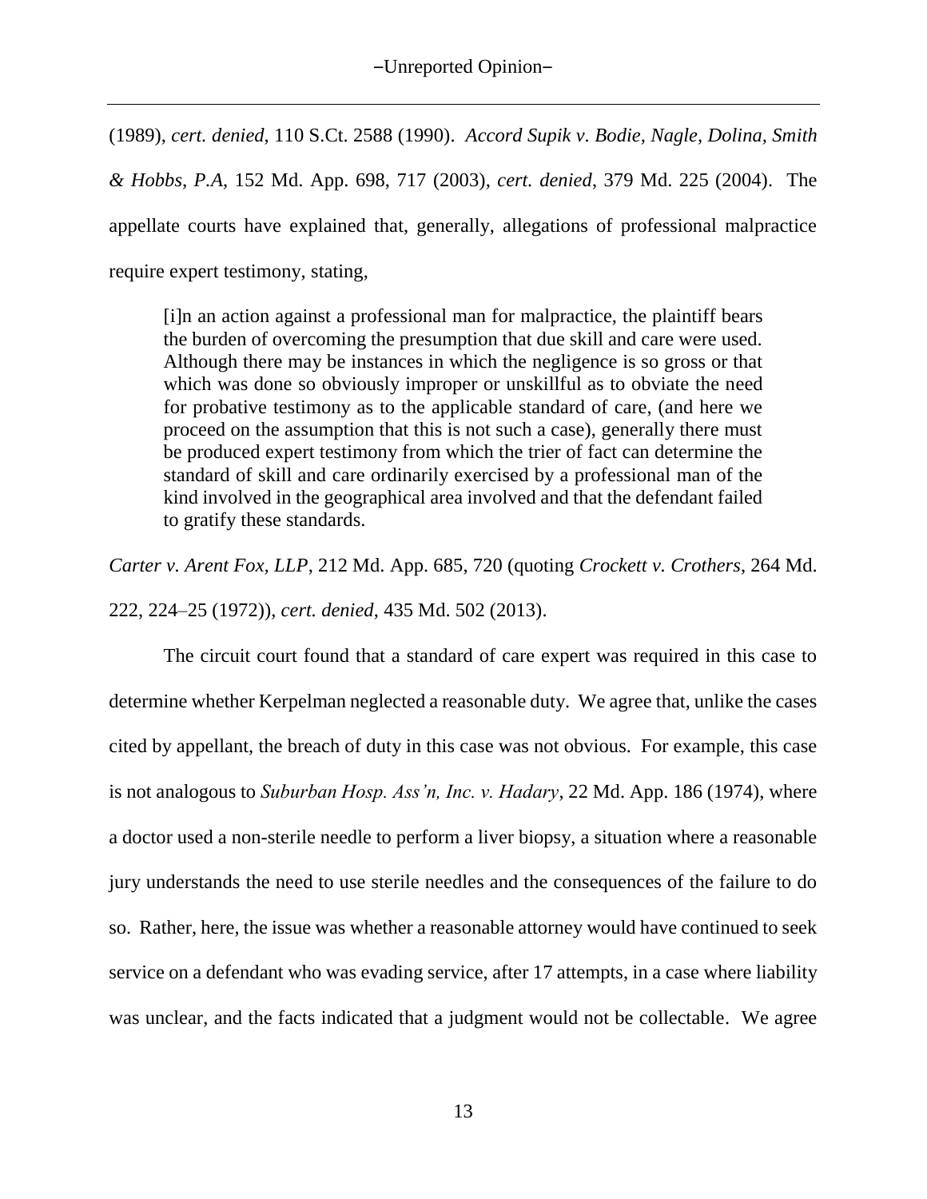(1989), *cert. denied*, 110 S.Ct. 2588 (1990). *Accord Supik v. Bodie, Nagle, Dolina, Smith & Hobbs, P.A*, 152 Md. App. 698, 717 (2003), *cert. denied*, 379 Md. 225 (2004). The appellate courts have explained that, generally, allegations of professional malpractice require expert testimony, stating,

> [i]n an action against a professional man for malpractice, the plaintiff bears the burden of overcoming the presumption that due skill and care were used. Although there may be instances in which the negligence is so gross or that which was done so obviously improper or unskillful as to obviate the need for probative testimony as to the applicable standard of care, (and here we proceed on the assumption that this is not such a case), generally there must be produced expert testimony from which the trier of fact can determine the standard of skill and care ordinarily exercised by a professional man of the kind involved in the geographical area involved and that the defendant failed to gratify these standards.

*Carter v. Arent Fox, LLP*, 212 Md. App. 685, 720 (quoting *Crockett v. Crothers*, 264 Md. 222, 224–25 (1972)), *cert. denied*, 435 Md. 502 (2013).

The circuit court found that a standard of care expert was required in this case to determine whether Kerpelman neglected a reasonable duty. We agree that, unlike the cases cited by appellant, the breach of duty in this case was not obvious. For example, this case is not analogous to *Suburban Hosp. Ass'n, Inc. v. Hadary*, 22 Md. App. 186 (1974), where a doctor used a non-sterile needle to perform a liver biopsy, a situation where a reasonable jury understands the need to use sterile needles and the consequences of the failure to do so. Rather, here, the issue was whether a reasonable attorney would have continued to seek service on a defendant who was evading service, after 17 attempts, in a case where liability was unclear, and the facts indicated that a judgment would not be collectable. We agree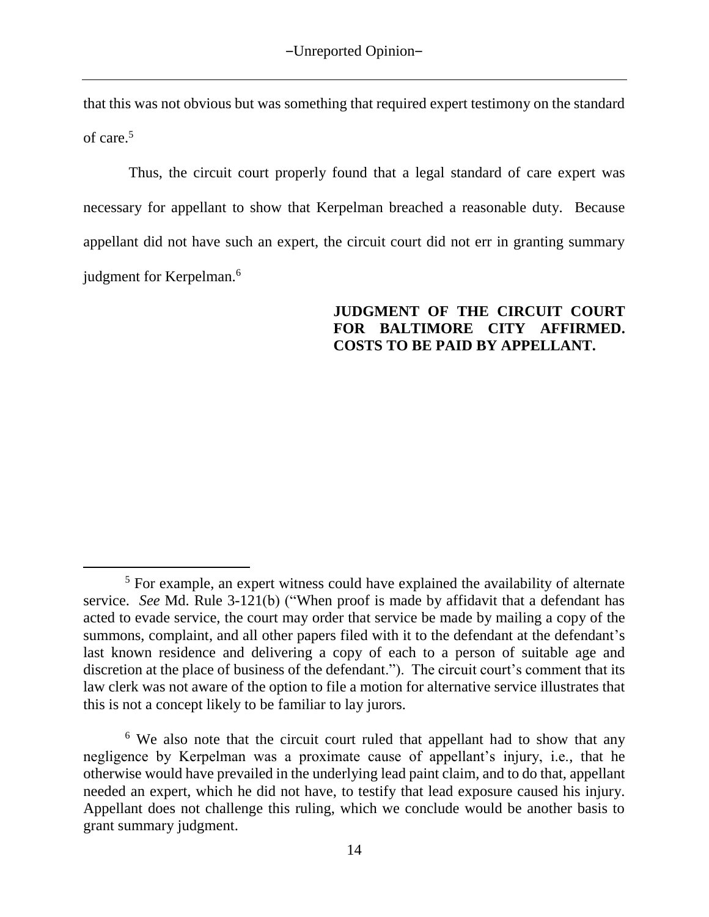that this was not obvious but was something that required expert testimony on the standard of care.[5]

Thus, the circuit court properly found that a legal standard of care expert was necessary for appellant to show that Kerpelman breached a reasonable duty. Because appellant did not have such an expert, the circuit court did not err in granting summary judgment for Kerpelman.[6]

**JUDGMENT OF THE CIRCUIT COURT FOR BALTIMORE CITY AFFIRMED. COSTS TO BE PAID BY APPELLANT.**

---

[5] For example, an expert witness could have explained the availability of alternate service. *See* Md. Rule 3-121(b) ("When proof is made by affidavit that a defendant has acted to evade service, the court may order that service be made by mailing a copy of the summons, complaint, and all other papers filed with it to the defendant at the defendant's last known residence and delivering a copy of each to a person of suitable age and discretion at the place of business of the defendant."). The circuit court's comment that its law clerk was not aware of the option to file a motion for alternative service illustrates that this is not a concept likely to be familiar to lay jurors.

[6] We also note that the circuit court ruled that appellant had to show that any negligence by Kerpelman was a proximate cause of appellant's injury, i.e., that he otherwise would have prevailed in the underlying lead paint claim, and to do that, appellant needed an expert, which he did not have, to testify that lead exposure caused his injury. Appellant does not challenge this ruling, which we conclude would be another basis to grant summary judgment.